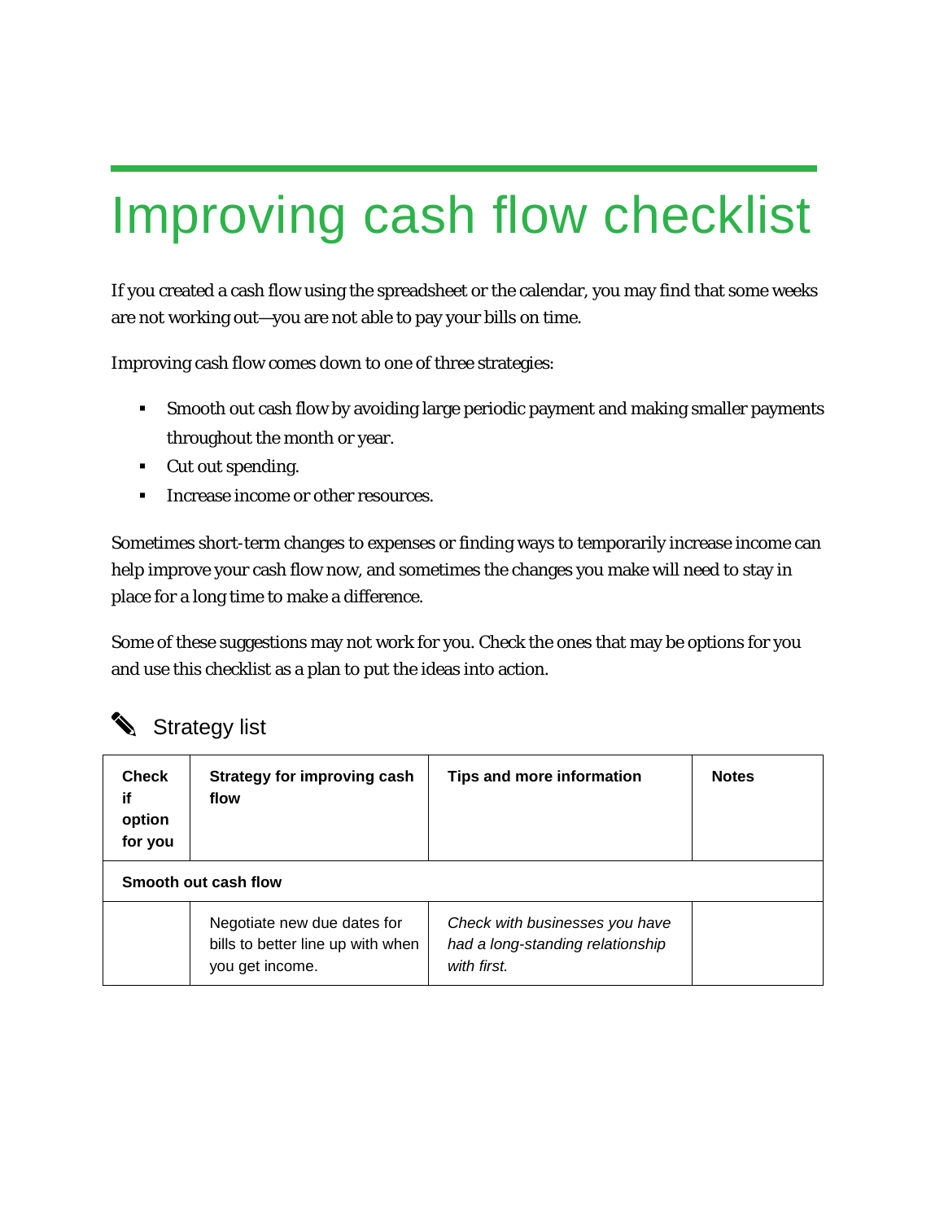# Improving cash flow checklist

If you created a cash flow using the spreadsheet or the calendar, you may find that some weeks are not working out—you are not able to pay your bills on time.

Improving cash flow comes down to one of three strategies:

- Smooth out cash flow by avoiding large periodic payment and making smaller payments throughout the month or year.
- Cut out spending.
- Increase income or other resources.

Sometimes short-term changes to expenses or finding ways to temporarily increase income can help improve your cash flow now, and sometimes the changes you make will need to stay in place for a long time to make a difference.

Some of these suggestions may not work for you. Check the ones that may be options for you and use this checklist as a plan to put the ideas into action.

## ✎ Strategy list

| Check if option for you | Strategy for improving cash flow | Tips and more information | Notes |
|---|---|---|---|
| **Smooth out cash flow** | | | |
| | Negotiate new due dates for bills to better line up with when you get income. | *Check with businesses you have had a long-standing relationship with first.* | |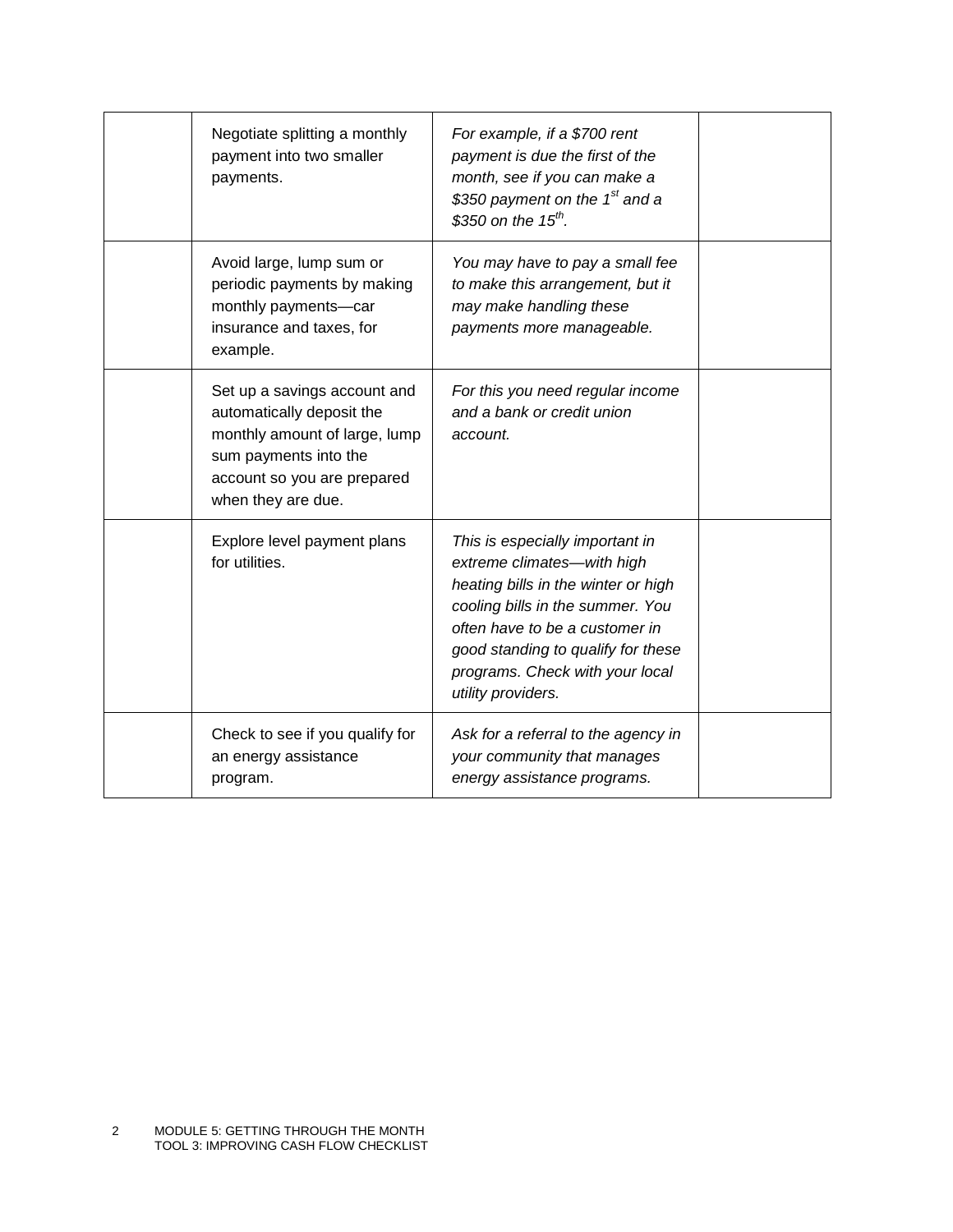| | | | |
|---|---|---|---|
| | Negotiate splitting a monthly payment into two smaller payments. | *For example, if a $700 rent payment is due the first of the month, see if you can make a $350 payment on the 1st and a $350 on the 15th.* | |
| | Avoid large, lump sum or periodic payments by making monthly payments—car insurance and taxes, for example. | *You may have to pay a small fee to make this arrangement, but it may make handling these payments more manageable.* | |
| | Set up a savings account and automatically deposit the monthly amount of large, lump sum payments into the account so you are prepared when they are due. | *For this you need regular income and a bank or credit union account.* | |
| | Explore level payment plans for utilities. | *This is especially important in extreme climates—with high heating bills in the winter or high cooling bills in the summer. You often have to be a customer in good standing to qualify for these programs. Check with your local utility providers.* | |
| | Check to see if you qualify for an energy assistance program. | *Ask for a referral to the agency in your community that manages energy assistance programs.* | |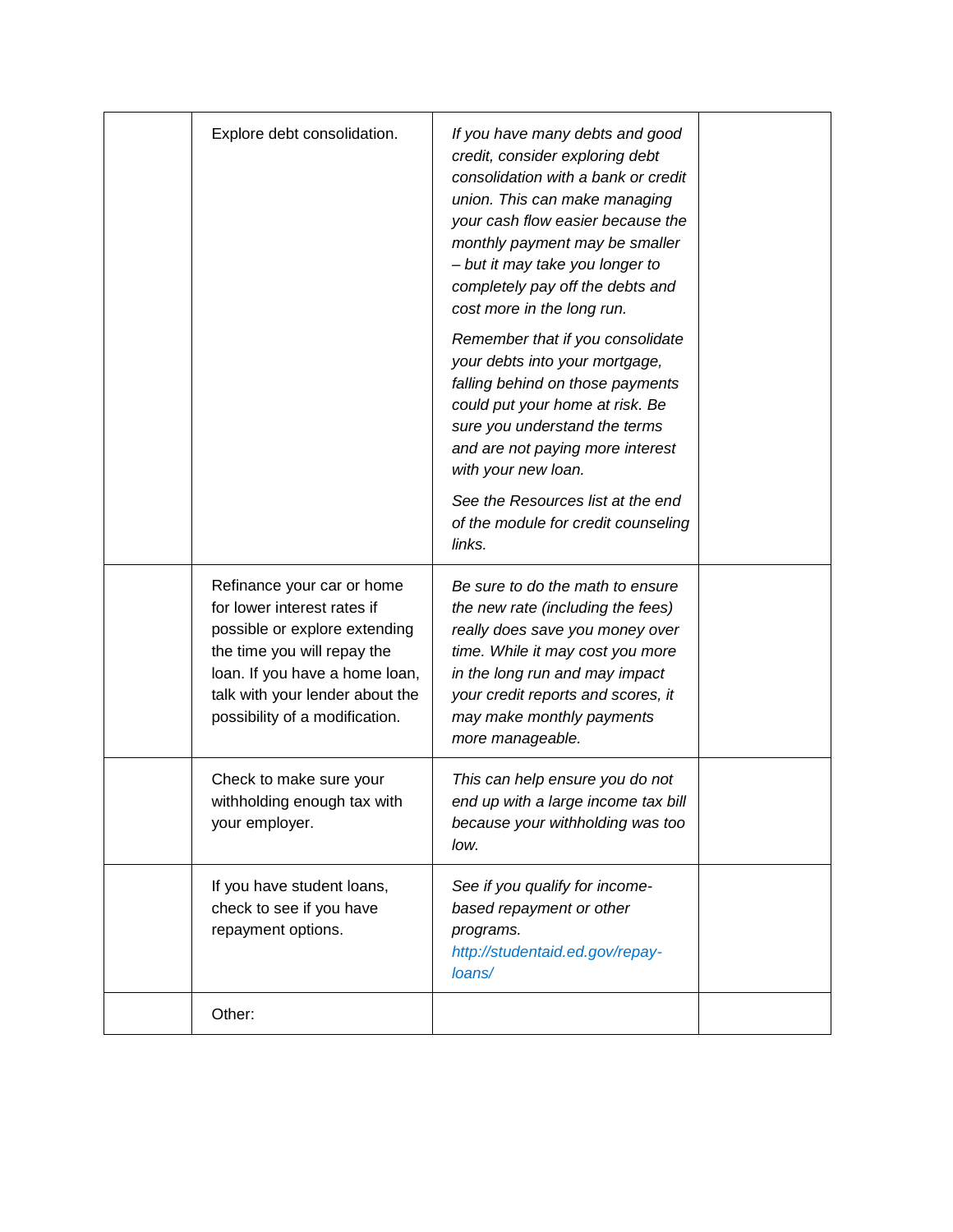| | | | |
|---|---|---|---|
| | Explore debt consolidation. | *If you have many debts and good credit, consider exploring debt consolidation with a bank or credit union. This can make managing your cash flow easier because the monthly payment may be smaller – but it may take you longer to completely pay off the debts and cost more in the long run.*<br><br>*Remember that if you consolidate your debts into your mortgage, falling behind on those payments could put your home at risk. Be sure you understand the terms and are not paying more interest with your new loan.*<br><br>*See the Resources list at the end of the module for credit counseling links.* | |
| | Refinance your car or home for lower interest rates if possible or explore extending the time you will repay the loan. If you have a home loan, talk with your lender about the possibility of a modification. | *Be sure to do the math to ensure the new rate (including the fees) really does save you money over time. While it may cost you more in the long run and may impact your credit reports and scores, it may make monthly payments more manageable.* | |
| | Check to make sure your withholding enough tax with your employer. | *This can help ensure you do not end up with a large income tax bill because your withholding was too low.* | |
| | If you have student loans, check to see if you have repayment options. | *See if you qualify for income-based repayment or other programs. [http://studentaid.ed.gov/repay-loans/](http://studentaid.ed.gov/repay-loans/)* | |
| | Other: | | |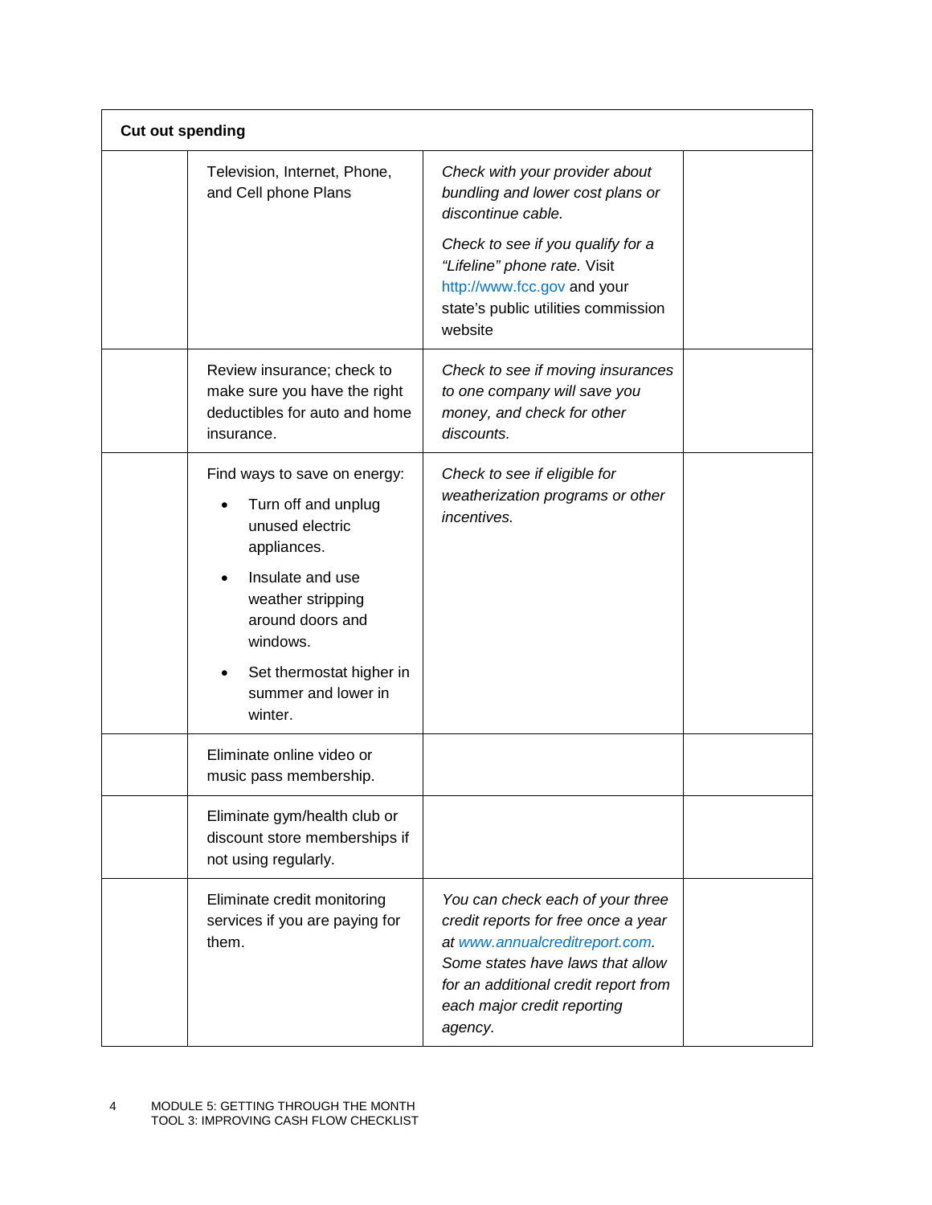| Cut out spending | | | |
|---|---|---|---|
| | Television, Internet, Phone, and Cell phone Plans | *Check with your provider about bundling and lower cost plans or discontinue cable.* <br><br> *Check to see if you qualify for a "Lifeline" phone rate.* Visit http://www.fcc.gov and your state's public utilities commission website | |
| | Review insurance; check to make sure you have the right deductibles for auto and home insurance. | *Check to see if moving insurances to one company will save you money, and check for other discounts.* | |
| | Find ways to save on energy: <br>• Turn off and unplug unused electric appliances. <br>• Insulate and use weather stripping around doors and windows. <br>• Set thermostat higher in summer and lower in winter. | *Check to see if eligible for weatherization programs or other incentives.* | |
| | Eliminate online video or music pass membership. | | |
| | Eliminate gym/health club or discount store memberships if not using regularly. | | |
| | Eliminate credit monitoring services if you are paying for them. | *You can check each of your three credit reports for free once a year at www.annualcreditreport.com. Some states have laws that allow for an additional credit report from each major credit reporting agency.* | |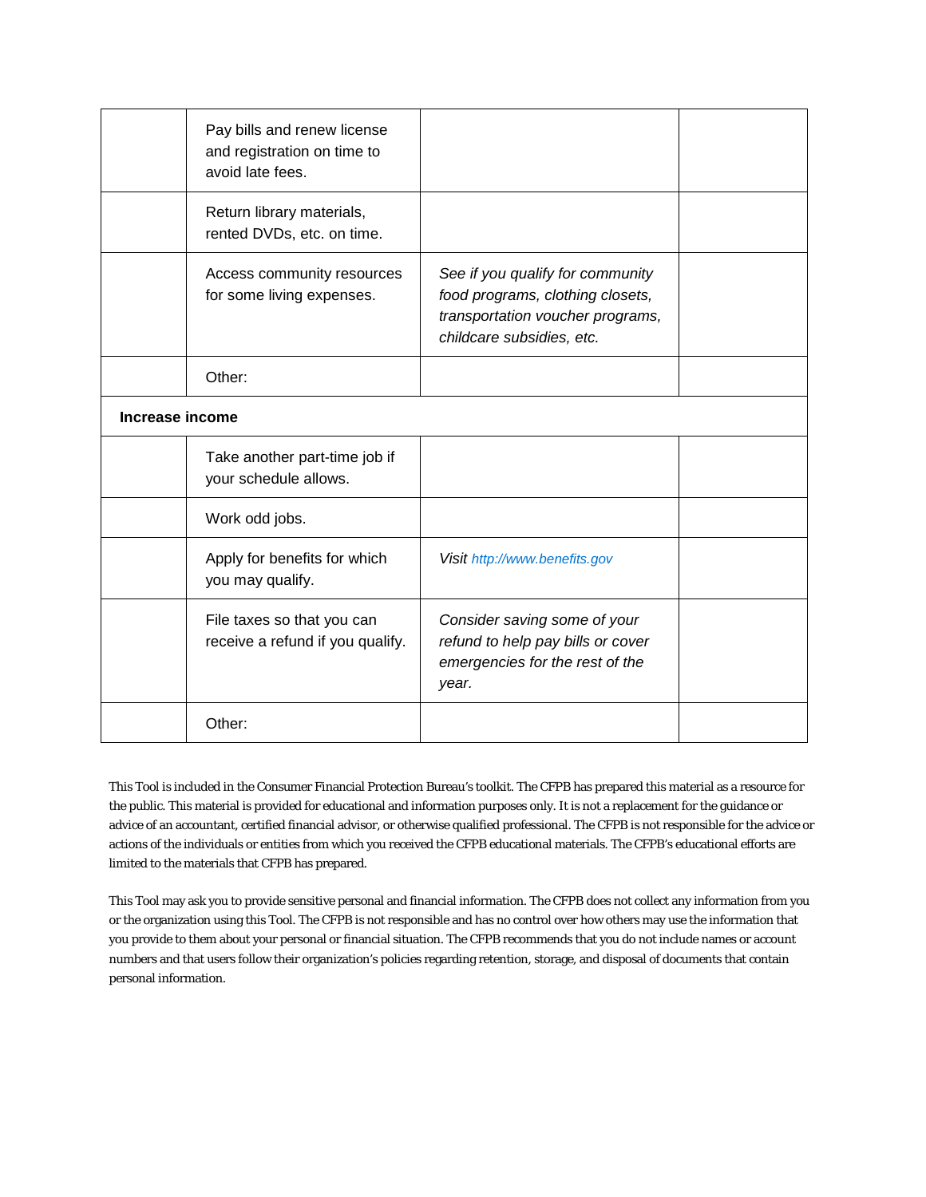| | | | |
|---|---|---|---|
| | Pay bills and renew license and registration on time to avoid late fees. | | |
| | Return library materials, rented DVDs, etc. on time. | | |
| | Access community resources for some living expenses. | *See if you qualify for community food programs, clothing closets, transportation voucher programs, childcare subsidies, etc.* | |
| | Other: | | |
| **Increase income** | | | |
| | Take another part-time job if your schedule allows. | | |
| | Work odd jobs. | | |
| | Apply for benefits for which you may qualify. | *Visit http://www.benefits.gov* | |
| | File taxes so that you can receive a refund if you qualify. | *Consider saving some of your refund to help pay bills or cover emergencies for the rest of the year.* | |
| | Other: | | |

This Tool is included in the Consumer Financial Protection Bureau's toolkit. The CFPB has prepared this material as a resource for the public. This material is provided for educational and information purposes only. It is not a replacement for the guidance or advice of an accountant, certified financial advisor, or otherwise qualified professional. The CFPB is not responsible for the advice or actions of the individuals or entities from which you received the CFPB educational materials. The CFPB's educational efforts are limited to the materials that CFPB has prepared.

This Tool may ask you to provide sensitive personal and financial information. The CFPB does not collect any information from you or the organization using this Tool. The CFPB is not responsible and has no control over how others may use the information that you provide to them about your personal or financial situation. The CFPB recommends that you do not include names or account numbers and that users follow their organization's policies regarding retention, storage, and disposal of documents that contain personal information.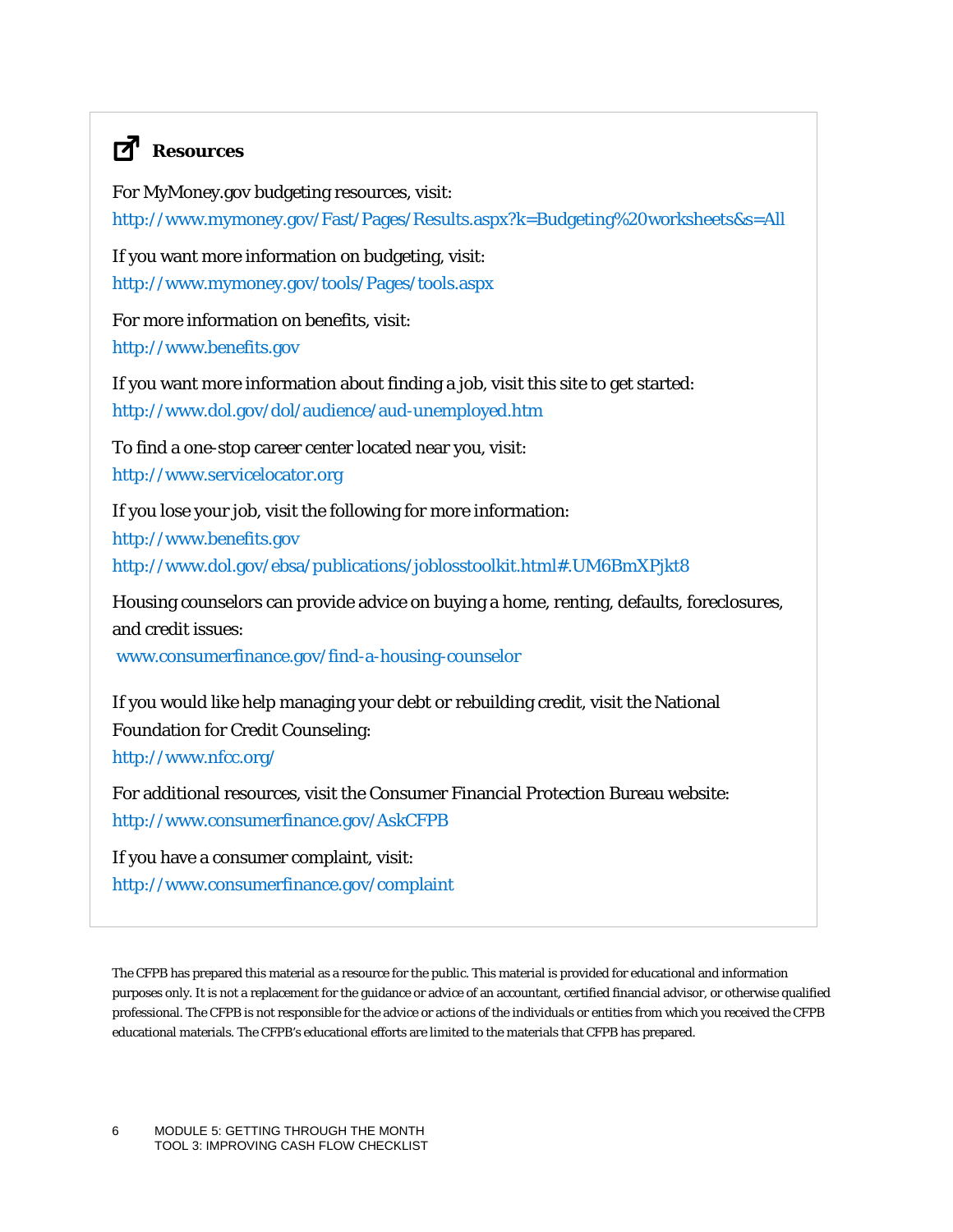## Resources

For MyMoney.gov budgeting resources, visit:
http://www.mymoney.gov/Fast/Pages/Results.aspx?k=Budgeting%20worksheets&s=All

If you want more information on budgeting, visit:
http://www.mymoney.gov/tools/Pages/tools.aspx

For more information on benefits, visit:
http://www.benefits.gov

If you want more information about finding a job, visit this site to get started:
http://www.dol.gov/dol/audience/aud-unemployed.htm

To find a one-stop career center located near you, visit:
http://www.servicelocator.org

If you lose your job, visit the following for more information:
http://www.benefits.gov
http://www.dol.gov/ebsa/publications/joblosstoolkit.html#.UM6BmXPjkt8

Housing counselors can provide advice on buying a home, renting, defaults, foreclosures, and credit issues:
www.consumerfinance.gov/find-a-housing-counselor

If you would like help managing your debt or rebuilding credit, visit the National Foundation for Credit Counseling:
http://www.nfcc.org/

For additional resources, visit the Consumer Financial Protection Bureau website:
http://www.consumerfinance.gov/AskCFPB

If you have a consumer complaint, visit:
http://www.consumerfinance.gov/complaint

The CFPB has prepared this material as a resource for the public. This material is provided for educational and information purposes only. It is not a replacement for the guidance or advice of an accountant, certified financial advisor, or otherwise qualified professional. The CFPB is not responsible for the advice or actions of the individuals or entities from which you received the CFPB educational materials. The CFPB's educational efforts are limited to the materials that CFPB has prepared.